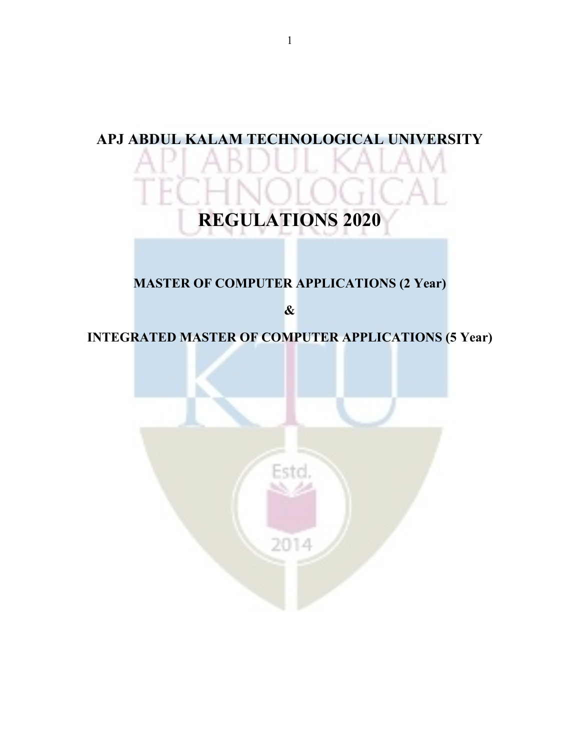# APJ ABDUL KALAM TECHNOLOGICAL UNIVERSITY

# REGULATIONS 2020

## MASTER OF COMPUTER APPLICATIONS (2 Year)

## &

## INTEGRATED MASTER OF COMPUTER APPLICATIONS (5 Year)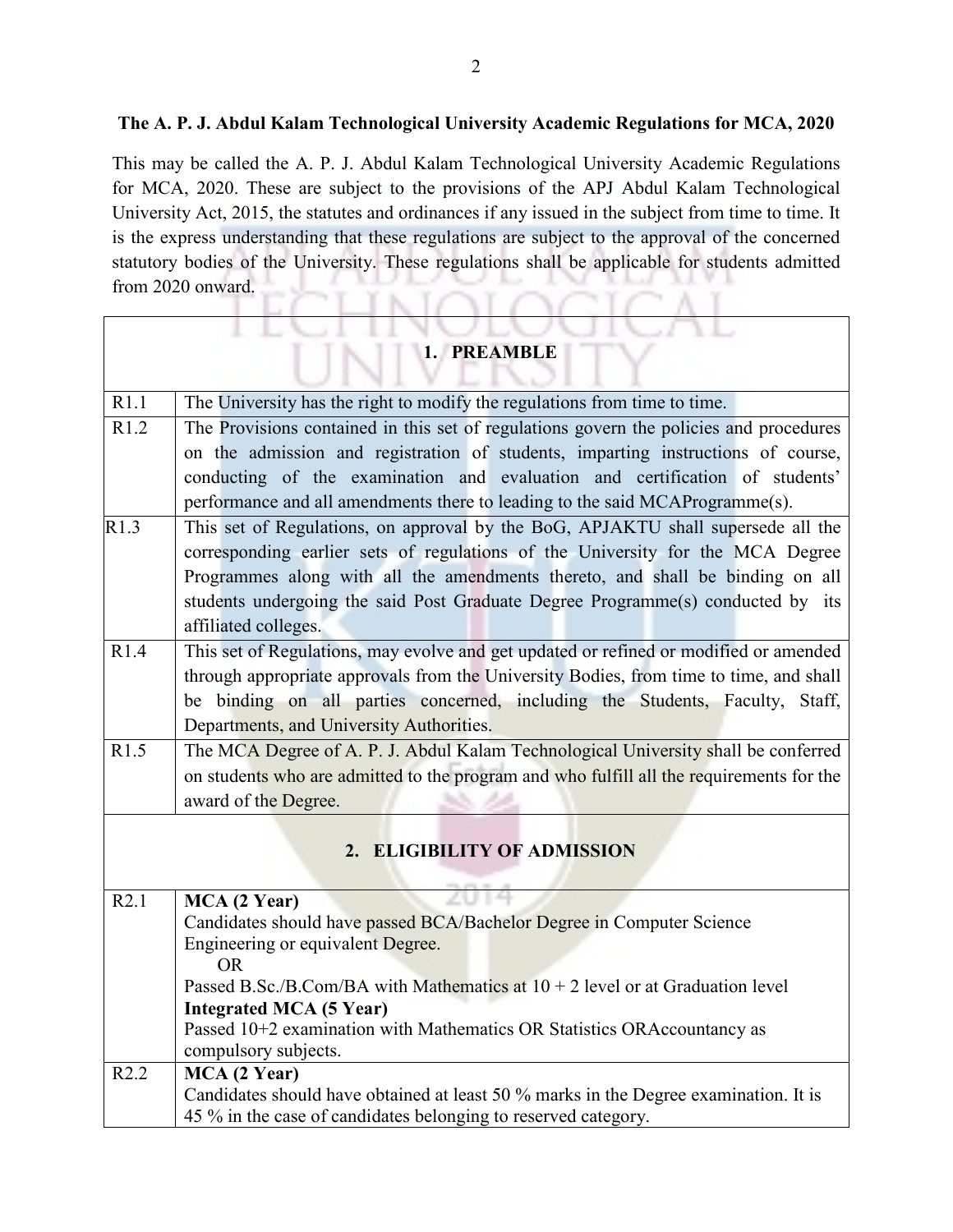**The A. P. J. Abdul Kalam Technological University Academic Regulations for MCA, 2020**

This may be called the A. P. J. Abdul Kalam Technological University Academic Regulations for MCA, 2020. These are subject to the provisions of the APJ Abdul Kalam Technological University Act, 2015, the statutes and ordinances if any issued in the subject from time to time. It is the express understanding that these regulations are subject to the approval of the concerned statutory bodies of the University. These regulations shall be applicable for students admitted from 2020 onward.

| | **1. PREAMBLE** |
|---|---|
| R1.1 | The University has the right to modify the regulations from time to time. |
| R1.2 | The Provisions contained in this set of regulations govern the policies and procedures on the admission and registration of students, imparting instructions of course, conducting of the examination and evaluation and certification of students' performance and all amendments there to leading to the said MCAProgramme(s). |
| R1.3 | This set of Regulations, on approval by the BoG, APJAKTU shall supersede all the corresponding earlier sets of regulations of the University for the MCA Degree Programmes along with all the amendments thereto, and shall be binding on all students undergoing the said Post Graduate Degree Programme(s) conducted by its affiliated colleges. |
| R1.4 | This set of Regulations, may evolve and get updated or refined or modified or amended through appropriate approvals from the University Bodies, from time to time, and shall be binding on all parties concerned, including the Students, Faculty, Staff, Departments, and University Authorities. |
| R1.5 | The MCA Degree of A. P. J. Abdul Kalam Technological University shall be conferred on students who are admitted to the program and who fulfill all the requirements for the award of the Degree. |
| | **2. ELIGIBILITY OF ADMISSION** |
| R2.1 | **MCA (2 Year)**<br>Candidates should have passed BCA/Bachelor Degree in Computer Science Engineering or equivalent Degree.<br>OR<br>Passed B.Sc./B.Com/BA with Mathematics at 10 + 2 level or at Graduation level<br>**Integrated MCA (5 Year)**<br>Passed 10+2 examination with Mathematics OR Statistics ORAccountancy as compulsory subjects. |
| R2.2 | **MCA (2 Year)**<br>Candidates should have obtained at least 50 % marks in the Degree examination. It is 45 % in the case of candidates belonging to reserved category. |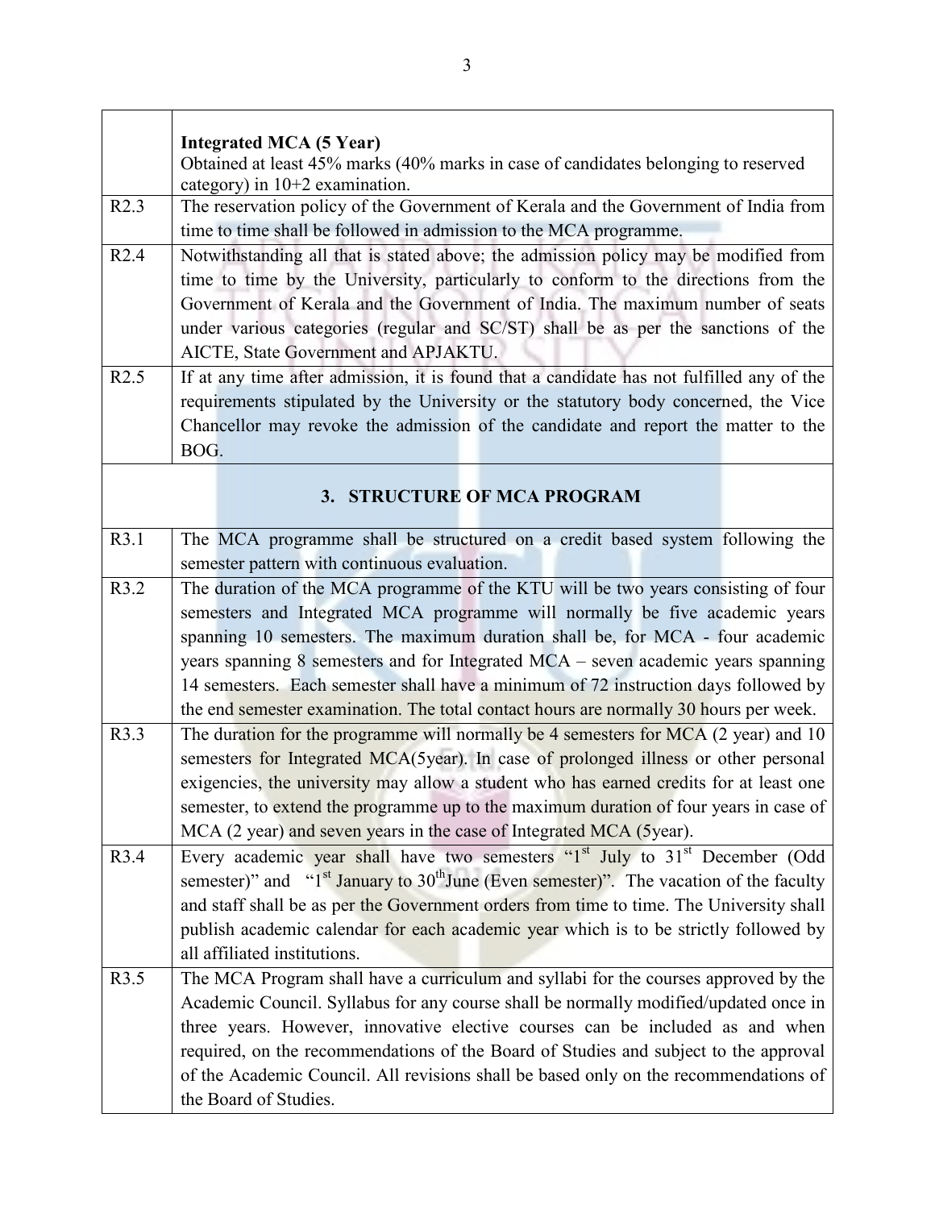| | |
|---|---|
| | **Integrated MCA (5 Year)**<br>Obtained at least 45% marks (40% marks in case of candidates belonging to reserved category) in 10+2 examination. |
| R2.3 | The reservation policy of the Government of Kerala and the Government of India from time to time shall be followed in admission to the MCA programme. |
| R2.4 | Notwithstanding all that is stated above; the admission policy may be modified from time to time by the University, particularly to conform to the directions from the Government of Kerala and the Government of India. The maximum number of seats under various categories (regular and SC/ST) shall be as per the sanctions of the AICTE, State Government and APJAKTU. |
| R2.5 | If at any time after admission, it is found that a candidate has not fulfilled any of the requirements stipulated by the University or the statutory body concerned, the Vice Chancellor may revoke the admission of the candidate and report the matter to the BOG. |
| | **3. STRUCTURE OF MCA PROGRAM** |
| R3.1 | The MCA programme shall be structured on a credit based system following the semester pattern with continuous evaluation. |
| R3.2 | The duration of the MCA programme of the KTU will be two years consisting of four semesters and Integrated MCA programme will normally be five academic years spanning 10 semesters. The maximum duration shall be, for MCA - four academic years spanning 8 semesters and for Integrated MCA – seven academic years spanning 14 semesters. Each semester shall have a minimum of 72 instruction days followed by the end semester examination. The total contact hours are normally 30 hours per week. |
| R3.3 | The duration for the programme will normally be 4 semesters for MCA (2 year) and 10 semesters for Integrated MCA(5year). In case of prolonged illness or other personal exigencies, the university may allow a student who has earned credits for at least one semester, to extend the programme up to the maximum duration of four years in case of MCA (2 year) and seven years in the case of Integrated MCA (5year). |
| R3.4 | Every academic year shall have two semesters "1st July to 31st December (Odd semester)" and "1st January to 30th June (Even semester)". The vacation of the faculty and staff shall be as per the Government orders from time to time. The University shall publish academic calendar for each academic year which is to be strictly followed by all affiliated institutions. |
| R3.5 | The MCA Program shall have a curriculum and syllabi for the courses approved by the Academic Council. Syllabus for any course shall be normally modified/updated once in three years. However, innovative elective courses can be included as and when required, on the recommendations of the Board of Studies and subject to the approval of the Academic Council. All revisions shall be based only on the recommendations of the Board of Studies. |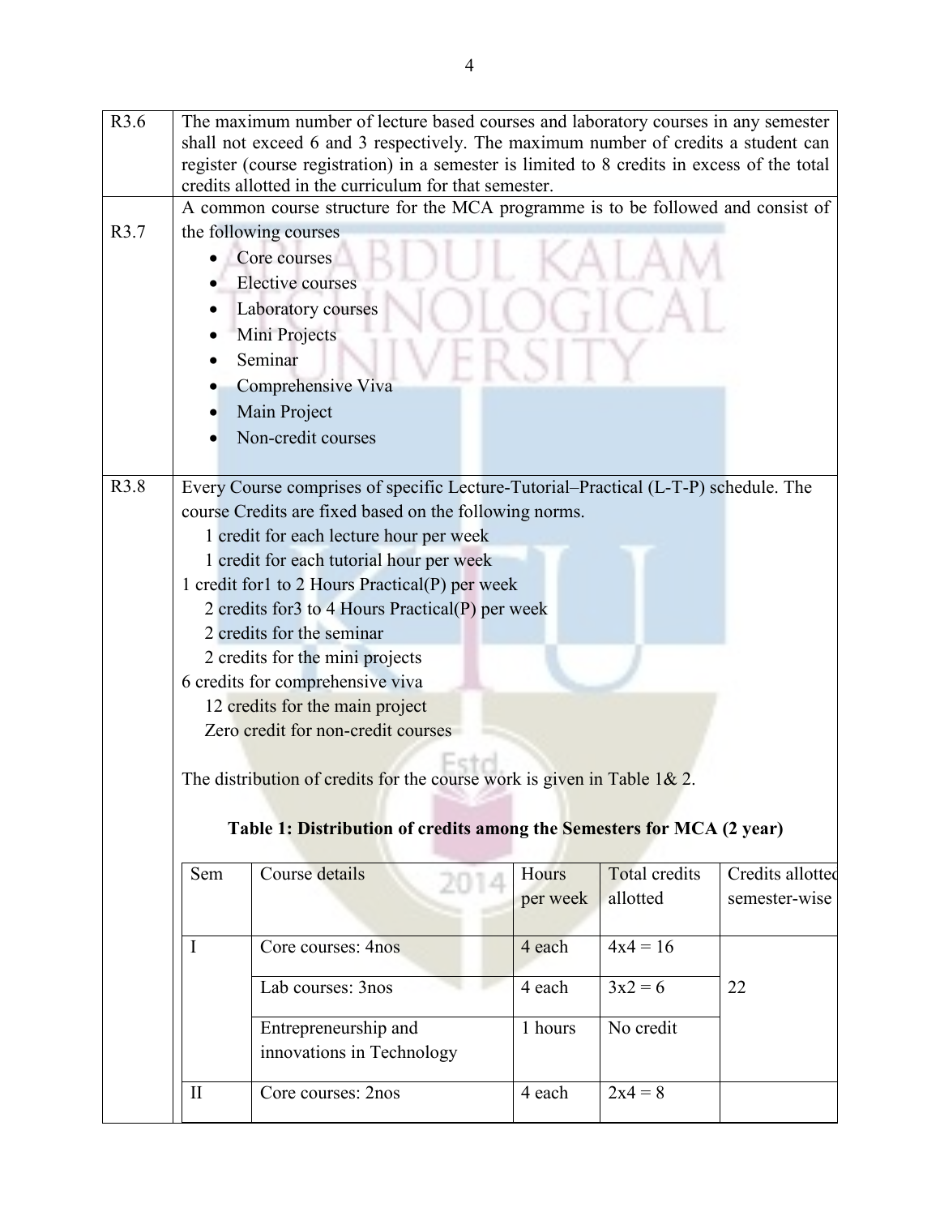| | |
|---|---|
| R3.6 | The maximum number of lecture based courses and laboratory courses in any semester shall not exceed 6 and 3 respectively. The maximum number of credits a student can register (course registration) in a semester is limited to 8 credits in excess of the total credits allotted in the curriculum for that semester. |
| R3.7 | A common course structure for the MCA programme is to be followed and consist of the following courses<br>• Core courses<br>• Elective courses<br>• Laboratory courses<br>• Mini Projects<br>• Seminar<br>• Comprehensive Viva<br>• Main Project<br>• Non-credit courses |
| R3.8 | Every Course comprises of specific Lecture-Tutorial–Practical (L-T-P) schedule. The course Credits are fixed based on the following norms.<br>1 credit for each lecture hour per week<br>1 credit for each tutorial hour per week<br>1 credit for1 to 2 Hours Practical(P) per week<br>2 credits for3 to 4 Hours Practical(P) per week<br>2 credits for the seminar<br>2 credits for the mini projects<br>6 credits for comprehensive viva<br>12 credits for the main project<br>Zero credit for non-credit courses<br><br>The distribution of credits for the course work is given in Table 1& 2. |

**Table 1: Distribution of credits among the Semesters for MCA (2 year)**

| Sem | Course details | Hours per week | Total credits allotted | Credits allotted semester-wise |
|---|---|---|---|---|
| I | Core courses: 4nos | 4 each | 4x4 = 16 | 22 |
| | Lab courses: 3nos | 4 each | 3x2 = 6 | |
| | Entrepreneurship and innovations in Technology | 1 hours | No credit | |
| II | Core courses: 2nos | 4 each | 2x4 = 8 | |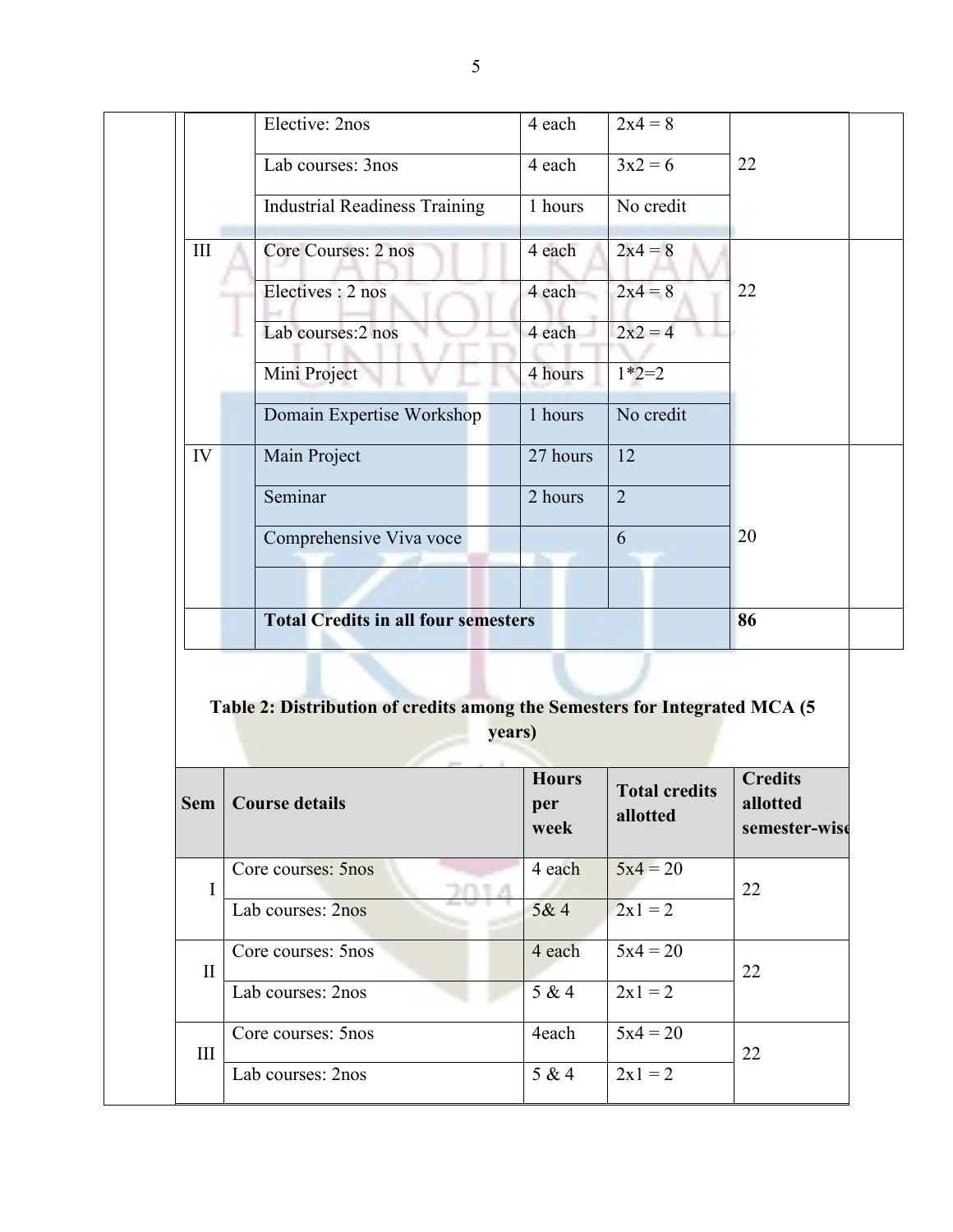| | | | | |
|---|---|---|---|---|
| | Elective: 2nos | 4 each | 2x4 = 8 | 22 |
| | Lab courses: 3nos | 4 each | 3x2 = 6 | |
| | Industrial Readiness Training | 1 hours | No credit | |
| III | Core Courses: 2 nos | 4 each | 2x4 = 8 | 22 |
| | Electives : 2 nos | 4 each | 2x4 = 8 | |
| | Lab courses:2 nos | 4 each | 2x2 = 4 | |
| | Mini Project | 4 hours | 1*2=2 | |
| | Domain Expertise Workshop | 1 hours | No credit | |
| IV | Main Project | 27 hours | 12 | 20 |
| | Seminar | 2 hours | 2 | |
| | Comprehensive Viva voce | | 6 | |
| | | | | |
| | **Total Credits in all four semesters** | | | **86** |

**Table 2: Distribution of credits among the Semesters for Integrated MCA (5 years)**

| Sem | Course details | Hours per week | Total credits allotted | Credits allotted semester-wise |
|---|---|---|---|---|
| I | Core courses: 5nos | 4 each | 5x4 = 20 | 22 |
| | Lab courses: 2nos | 5& 4 | 2x1 = 2 | |
| II | Core courses: 5nos | 4 each | 5x4 = 20 | 22 |
| | Lab courses: 2nos | 5 & 4 | 2x1 = 2 | |
| III | Core courses: 5nos | 4each | 5x4 = 20 | 22 |
| | Lab courses: 2nos | 5 & 4 | 2x1 = 2 | |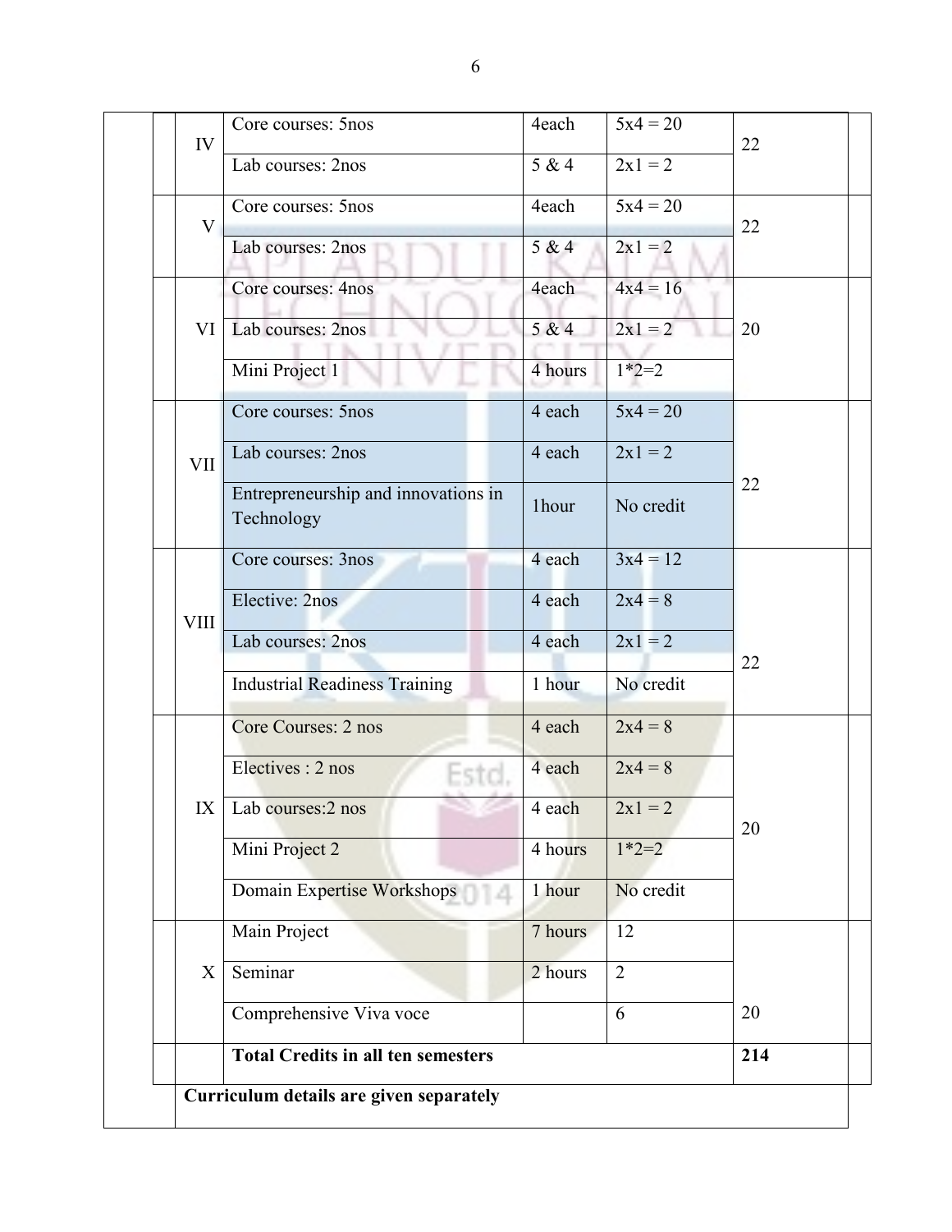| | | | | | |
|---|---|---|---|---|---|
| | IV | Core courses: 5nos | 4each | 5x4 = 20 | 22 |
| | | Lab courses: 2nos | 5 & 4 | 2x1 = 2 | |
| | V | Core courses: 5nos | 4each | 5x4 = 20 | 22 |
| | | Lab courses: 2nos | 5 & 4 | 2x1 = 2 | |
| | VI | Core courses: 4nos | 4each | 4x4 = 16 | 20 |
| | | Lab courses: 2nos | 5 & 4 | 2x1 = 2 | |
| | | Mini Project 1 | 4 hours | 1*2=2 | |
| | VII | Core courses: 5nos | 4 each | 5x4 = 20 | 22 |
| | | Lab courses: 2nos | 4 each | 2x1 = 2 | |
| | | Entrepreneurship and innovations in Technology | 1hour | No credit | |
| | VIII | Core courses: 3nos | 4 each | 3x4 = 12 | 22 |
| | | Elective: 2nos | 4 each | 2x4 = 8 | |
| | | Lab courses: 2nos | 4 each | 2x1 = 2 | |
| | | Industrial Readiness Training | 1 hour | No credit | |
| | IX | Core Courses: 2 nos | 4 each | 2x4 = 8 | 20 |
| | | Electives : 2 nos | 4 each | 2x4 = 8 | |
| | | Lab courses:2 nos | 4 each | 2x1 = 2 | |
| | | Mini Project 2 | 4 hours | 1*2=2 | |
| | | Domain Expertise Workshops | 1 hour | No credit | |
| | X | Main Project | 7 hours | 12 | 20 |
| | | Seminar | 2 hours | 2 | |
| | | Comprehensive Viva voce | | 6 | |
| | | **Total Credits in all ten semesters** | | | **214** |

**Curriculum details are given separately**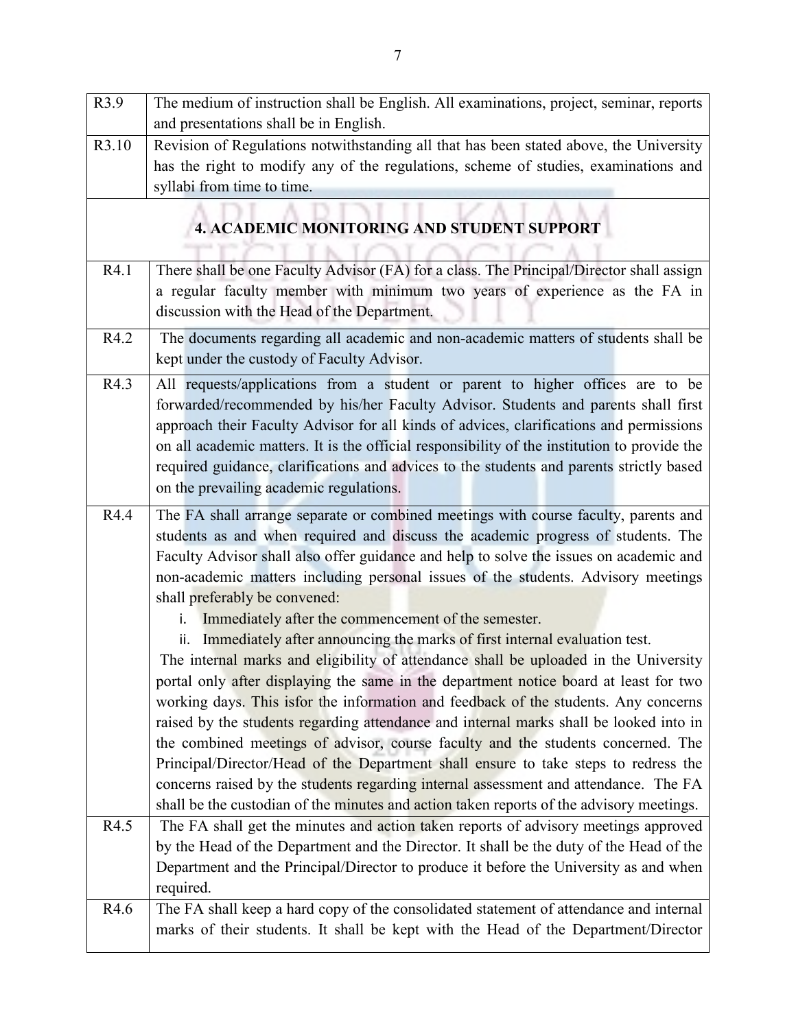| | |
|---|---|
| R3.9 | The medium of instruction shall be English. All examinations, project, seminar, reports and presentations shall be in English. |
| R3.10 | Revision of Regulations notwithstanding all that has been stated above, the University has the right to modify any of the regulations, scheme of studies, examinations and syllabi from time to time. |
| **4. ACADEMIC MONITORING AND STUDENT SUPPORT** | |
| R4.1 | There shall be one Faculty Advisor (FA) for a class. The Principal/Director shall assign a regular faculty member with minimum two years of experience as the FA in discussion with the Head of the Department. |
| R4.2 | The documents regarding all academic and non-academic matters of students shall be kept under the custody of Faculty Advisor. |
| R4.3 | All requests/applications from a student or parent to higher offices are to be forwarded/recommended by his/her Faculty Advisor. Students and parents shall first approach their Faculty Advisor for all kinds of advices, clarifications and permissions on all academic matters. It is the official responsibility of the institution to provide the required guidance, clarifications and advices to the students and parents strictly based on the prevailing academic regulations. |
| R4.4 | The FA shall arrange separate or combined meetings with course faculty, parents and students as and when required and discuss the academic progress of students. The Faculty Advisor shall also offer guidance and help to solve the issues on academic and non-academic matters including personal issues of the students. Advisory meetings shall preferably be convened: <br> i. Immediately after the commencement of the semester. <br> ii. Immediately after announcing the marks of first internal evaluation test. <br> The internal marks and eligibility of attendance shall be uploaded in the University portal only after displaying the same in the department notice board at least for two working days. This isfor the information and feedback of the students. Any concerns raised by the students regarding attendance and internal marks shall be looked into in the combined meetings of advisor, course faculty and the students concerned. The Principal/Director/Head of the Department shall ensure to take steps to redress the concerns raised by the students regarding internal assessment and attendance. The FA shall be the custodian of the minutes and action taken reports of the advisory meetings. |
| R4.5 | The FA shall get the minutes and action taken reports of advisory meetings approved by the Head of the Department and the Director. It shall be the duty of the Head of the Department and the Principal/Director to produce it before the University as and when required. |
| R4.6 | The FA shall keep a hard copy of the consolidated statement of attendance and internal marks of their students. It shall be kept with the Head of the Department/Director |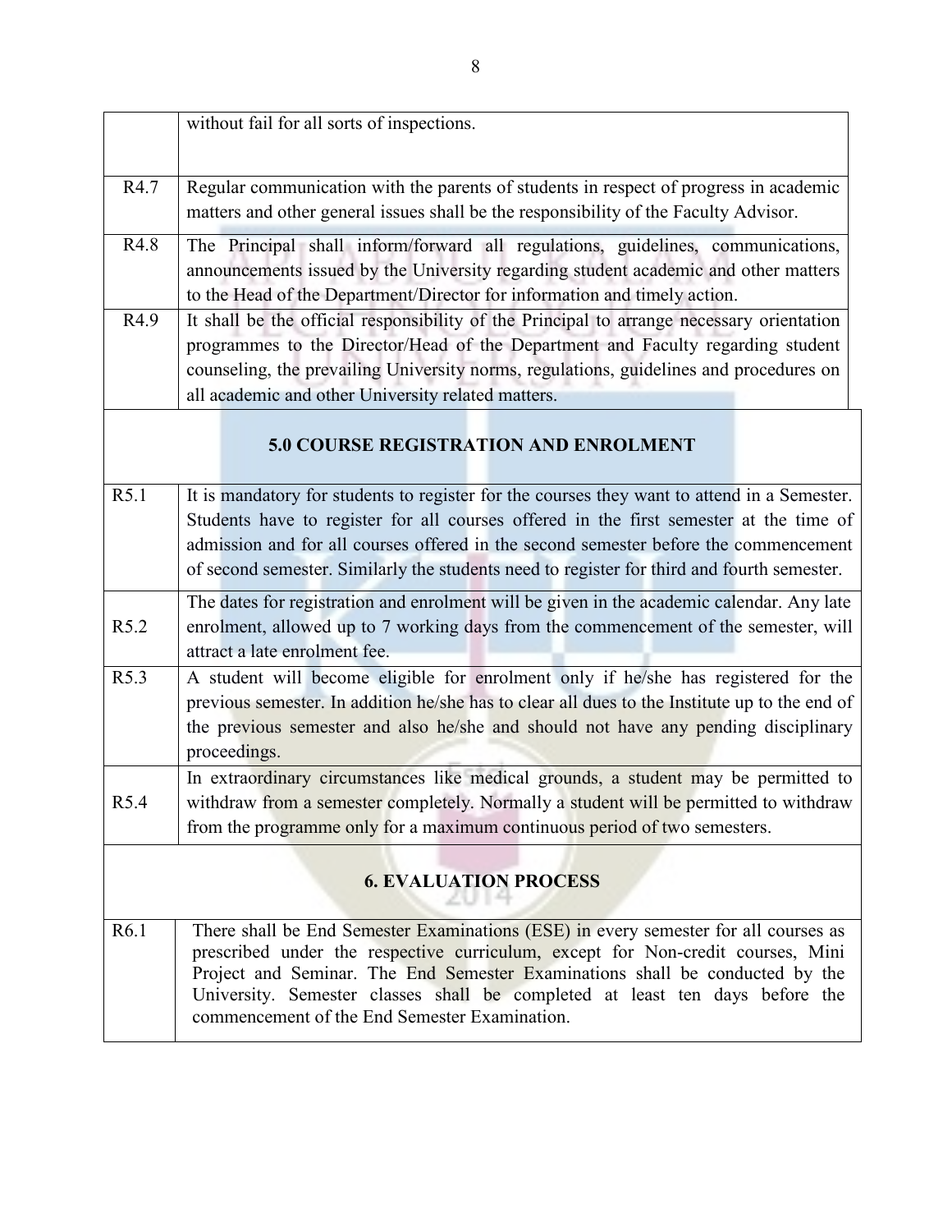| | |
|---|---|
| | without fail for all sorts of inspections. |
| R4.7 | Regular communication with the parents of students in respect of progress in academic matters and other general issues shall be the responsibility of the Faculty Advisor. |
| R4.8 | The Principal shall inform/forward all regulations, guidelines, communications, announcements issued by the University regarding student academic and other matters to the Head of the Department/Director for information and timely action. |
| R4.9 | It shall be the official responsibility of the Principal to arrange necessary orientation programmes to the Director/Head of the Department and Faculty regarding student counseling, the prevailing University norms, regulations, guidelines and procedures on all academic and other University related matters. |

## 5.0 COURSE REGISTRATION AND ENROLMENT

| | |
|---|---|
| R5.1 | It is mandatory for students to register for the courses they want to attend in a Semester. Students have to register for all courses offered in the first semester at the time of admission and for all courses offered in the second semester before the commencement of second semester. Similarly the students need to register for third and fourth semester. |
| R5.2 | The dates for registration and enrolment will be given in the academic calendar. Any late enrolment, allowed up to 7 working days from the commencement of the semester, will attract a late enrolment fee. |
| R5.3 | A student will become eligible for enrolment only if he/she has registered for the previous semester. In addition he/she has to clear all dues to the Institute up to the end of the previous semester and also he/she and should not have any pending disciplinary proceedings. |
| R5.4 | In extraordinary circumstances like medical grounds, a student may be permitted to withdraw from a semester completely. Normally a student will be permitted to withdraw from the programme only for a maximum continuous period of two semesters. |

## 6. EVALUATION PROCESS

| | |
|---|---|
| R6.1 | There shall be End Semester Examinations (ESE) in every semester for all courses as prescribed under the respective curriculum, except for Non-credit courses, Mini Project and Seminar. The End Semester Examinations shall be conducted by the University. Semester classes shall be completed at least ten days before the commencement of the End Semester Examination. |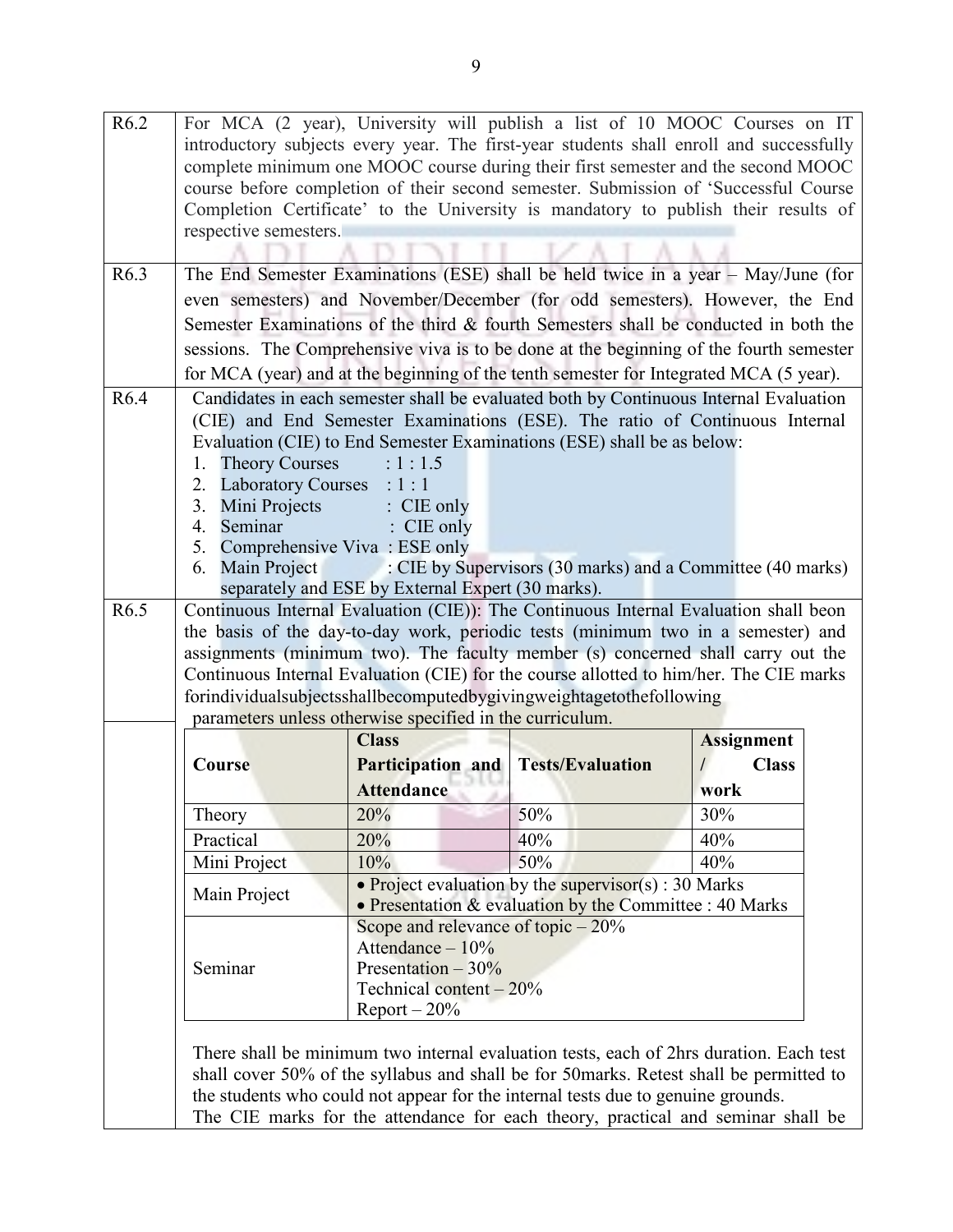**R6.2** For MCA (2 year), University will publish a list of 10 MOOC Courses on IT introductory subjects every year. The first-year students shall enroll and successfully complete minimum one MOOC course during their first semester and the second MOOC course before completion of their second semester. Submission of 'Successful Course Completion Certificate' to the University is mandatory to publish their results of respective semesters.

**R6.3** The End Semester Examinations (ESE) shall be held twice in a year – May/June (for even semesters) and November/December (for odd semesters). However, the End Semester Examinations of the third & fourth Semesters shall be conducted in both the sessions. The Comprehensive viva is to be done at the beginning of the fourth semester for MCA (year) and at the beginning of the tenth semester for Integrated MCA (5 year).

**R6.4** Candidates in each semester shall be evaluated both by Continuous Internal Evaluation (CIE) and End Semester Examinations (ESE). The ratio of Continuous Internal Evaluation (CIE) to End Semester Examinations (ESE) shall be as below:

1. Theory Courses : 1 : 1.5
2. Laboratory Courses : 1 : 1
3. Mini Projects : CIE only
4. Seminar : CIE only
5. Comprehensive Viva : ESE only
6. Main Project : CIE by Supervisors (30 marks) and a Committee (40 marks) separately and ESE by External Expert (30 marks).

**R6.5** Continuous Internal Evaluation (CIE)): The Continuous Internal Evaluation shall beon the basis of the day-to-day work, periodic tests (minimum two in a semester) and assignments (minimum two). The faculty member (s) concerned shall carry out the Continuous Internal Evaluation (CIE) for the course allotted to him/her. The CIE marks forindividualsubjectsshallbecomputedbygivingweightagetothefollowing parameters unless otherwise specified in the curriculum.

| Course | Class Participation and Attendance | Tests/Evaluation | Assignment / Class work |
|---|---|---|---|
| Theory | 20% | 50% | 30% |
| Practical | 20% | 40% | 40% |
| Mini Project | 10% | 50% | 40% |
| Main Project | • Project evaluation by the supervisor(s) : 30 Marks<br>• Presentation & evaluation by the Committee : 40 Marks | | |
| Seminar | Scope and relevance of topic – 20%<br>Attendance – 10%<br>Presentation – 30%<br>Technical content – 20%<br>Report – 20% | | |

There shall be minimum two internal evaluation tests, each of 2hrs duration. Each test shall cover 50% of the syllabus and shall be for 50marks. Retest shall be permitted to the students who could not appear for the internal tests due to genuine grounds.

The CIE marks for the attendance for each theory, practical and seminar shall be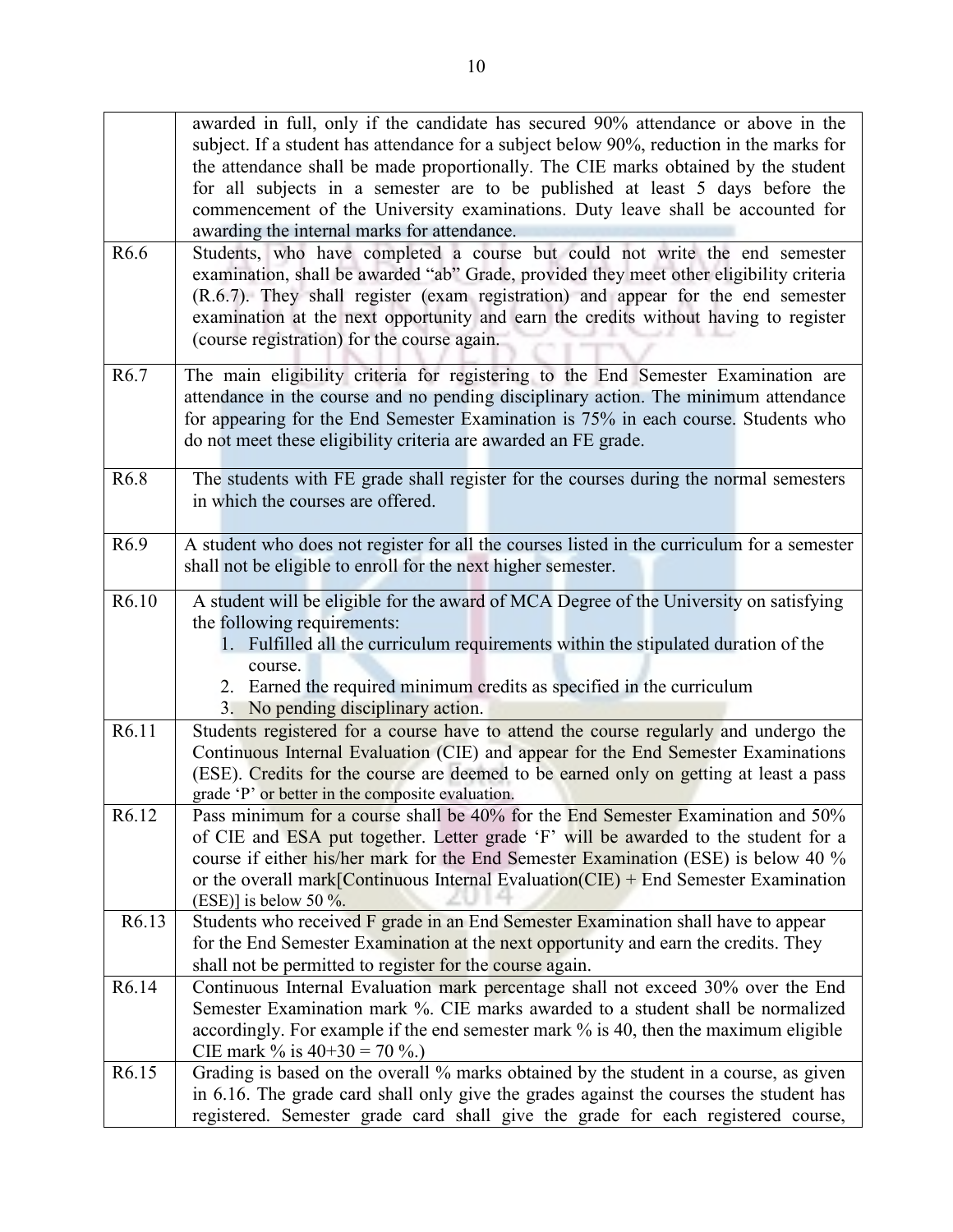| | |
|---|---|
| | awarded in full, only if the candidate has secured 90% attendance or above in the subject. If a student has attendance for a subject below 90%, reduction in the marks for the attendance shall be made proportionally. The CIE marks obtained by the student for all subjects in a semester are to be published at least 5 days before the commencement of the University examinations. Duty leave shall be accounted for awarding the internal marks for attendance. |
| R6.6 | Students, who have completed a course but could not write the end semester examination, shall be awarded "ab" Grade, provided they meet other eligibility criteria (R.6.7). They shall register (exam registration) and appear for the end semester examination at the next opportunity and earn the credits without having to register (course registration) for the course again. |
| R6.7 | The main eligibility criteria for registering to the End Semester Examination are attendance in the course and no pending disciplinary action. The minimum attendance for appearing for the End Semester Examination is 75% in each course. Students who do not meet these eligibility criteria are awarded an FE grade. |
| R6.8 | The students with FE grade shall register for the courses during the normal semesters in which the courses are offered. |
| R6.9 | A student who does not register for all the courses listed in the curriculum for a semester shall not be eligible to enroll for the next higher semester. |
| R6.10 | A student will be eligible for the award of MCA Degree of the University on satisfying the following requirements: 1. Fulfilled all the curriculum requirements within the stipulated duration of the course. 2. Earned the required minimum credits as specified in the curriculum 3. No pending disciplinary action. |
| R6.11 | Students registered for a course have to attend the course regularly and undergo the Continuous Internal Evaluation (CIE) and appear for the End Semester Examinations (ESE). Credits for the course are deemed to be earned only on getting at least a pass grade 'P' or better in the composite evaluation. |
| R6.12 | Pass minimum for a course shall be 40% for the End Semester Examination and 50% of CIE and ESA put together. Letter grade 'F' will be awarded to the student for a course if either his/her mark for the End Semester Examination (ESE) is below 40 % or the overall mark[Continuous Internal Evaluation(CIE) + End Semester Examination (ESE)] is below 50 %. |
| R6.13 | Students who received F grade in an End Semester Examination shall have to appear for the End Semester Examination at the next opportunity and earn the credits. They shall not be permitted to register for the course again. |
| R6.14 | Continuous Internal Evaluation mark percentage shall not exceed 30% over the End Semester Examination mark %. CIE marks awarded to a student shall be normalized accordingly. For example if the end semester mark % is 40, then the maximum eligible CIE mark % is 40+30 = 70 %.) |
| R6.15 | Grading is based on the overall % marks obtained by the student in a course, as given in 6.16. The grade card shall only give the grades against the courses the student has registered. Semester grade card shall give the grade for each registered course, |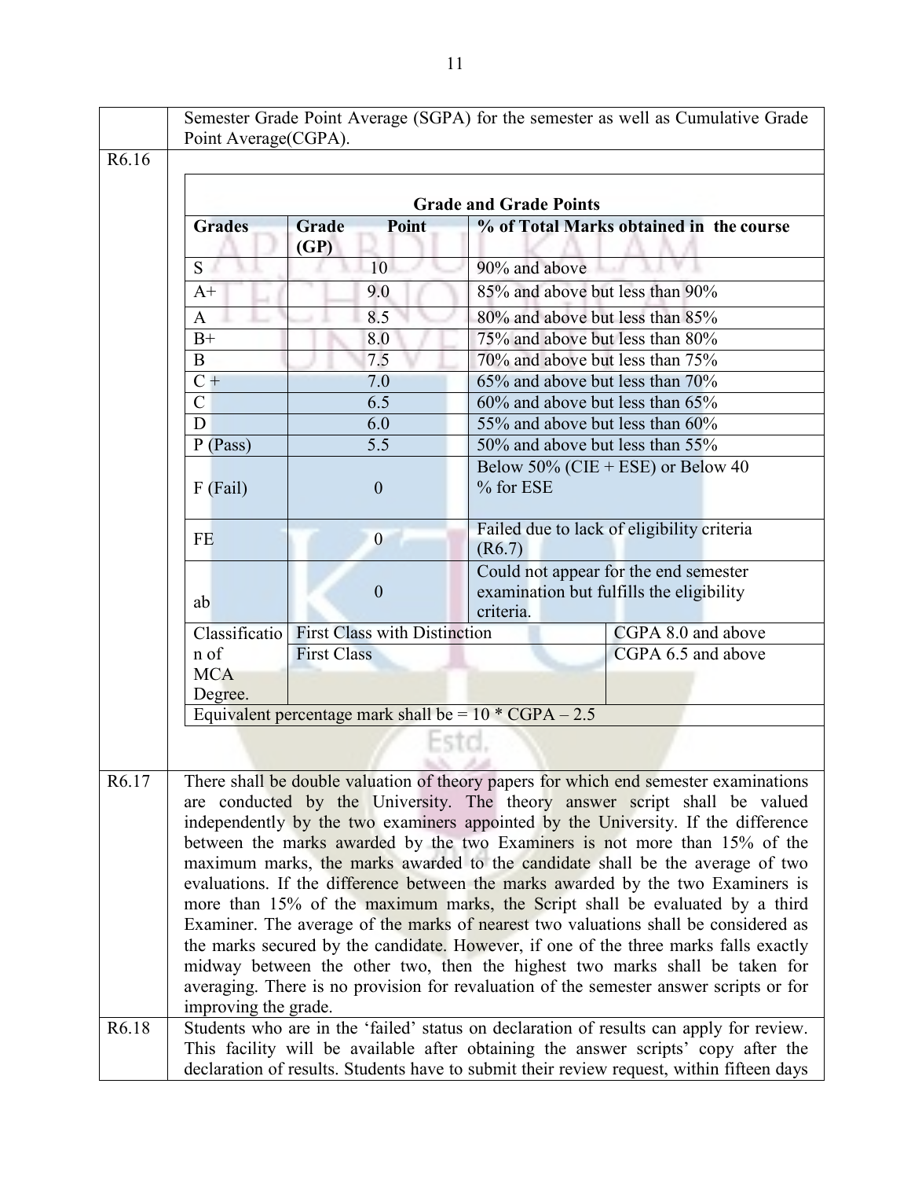| | |
|---|---|
| | Semester Grade Point Average (SGPA) for the semester as well as Cumulative Grade Point Average(CGPA). |
| R6.16 | |

**Grade and Grade Points**

| Grades | Grade Point (GP) | % of Total Marks obtained in the course |
|---|---|---|
| S | 10 | 90% and above |
| A+ | 9.0 | 85% and above but less than 90% |
| A | 8.5 | 80% and above but less than 85% |
| B+ | 8.0 | 75% and above but less than 80% |
| B | 7.5 | 70% and above but less than 75% |
| C + | 7.0 | 65% and above but less than 70% |
| C | 6.5 | 60% and above but less than 65% |
| D | 6.0 | 55% and above but less than 60% |
| P (Pass) | 5.5 | 50% and above but less than 55% |
| F (Fail) | 0 | Below 50% (CIE + ESE) or Below 40 % for ESE |
| FE | 0 | Failed due to lack of eligibility criteria (R6.7) |
| ab | 0 | Could not appear for the end semester examination but fulfills the eligibility criteria. |
| Classification of MCA Degree. | First Class with Distinction | CGPA 8.0 and above |
| | First Class | CGPA 6.5 and above |
| Equivalent percentage mark shall be = 10 * CGPA – 2.5 | | |

| | |
|---|---|
| R6.17 | There shall be double valuation of theory papers for which end semester examinations are conducted by the University. The theory answer script shall be valued independently by the two examiners appointed by the University. If the difference between the marks awarded by the two Examiners is not more than 15% of the maximum marks, the marks awarded to the candidate shall be the average of two evaluations. If the difference between the marks awarded by the two Examiners is more than 15% of the maximum marks, the Script shall be evaluated by a third Examiner. The average of the marks of nearest two valuations shall be considered as the marks secured by the candidate. However, if one of the three marks falls exactly midway between the other two, then the highest two marks shall be taken for averaging. There is no provision for revaluation of the semester answer scripts or for improving the grade. |
| R6.18 | Students who are in the 'failed' status on declaration of results can apply for review. This facility will be available after obtaining the answer scripts' copy after the declaration of results. Students have to submit their review request, within fifteen days |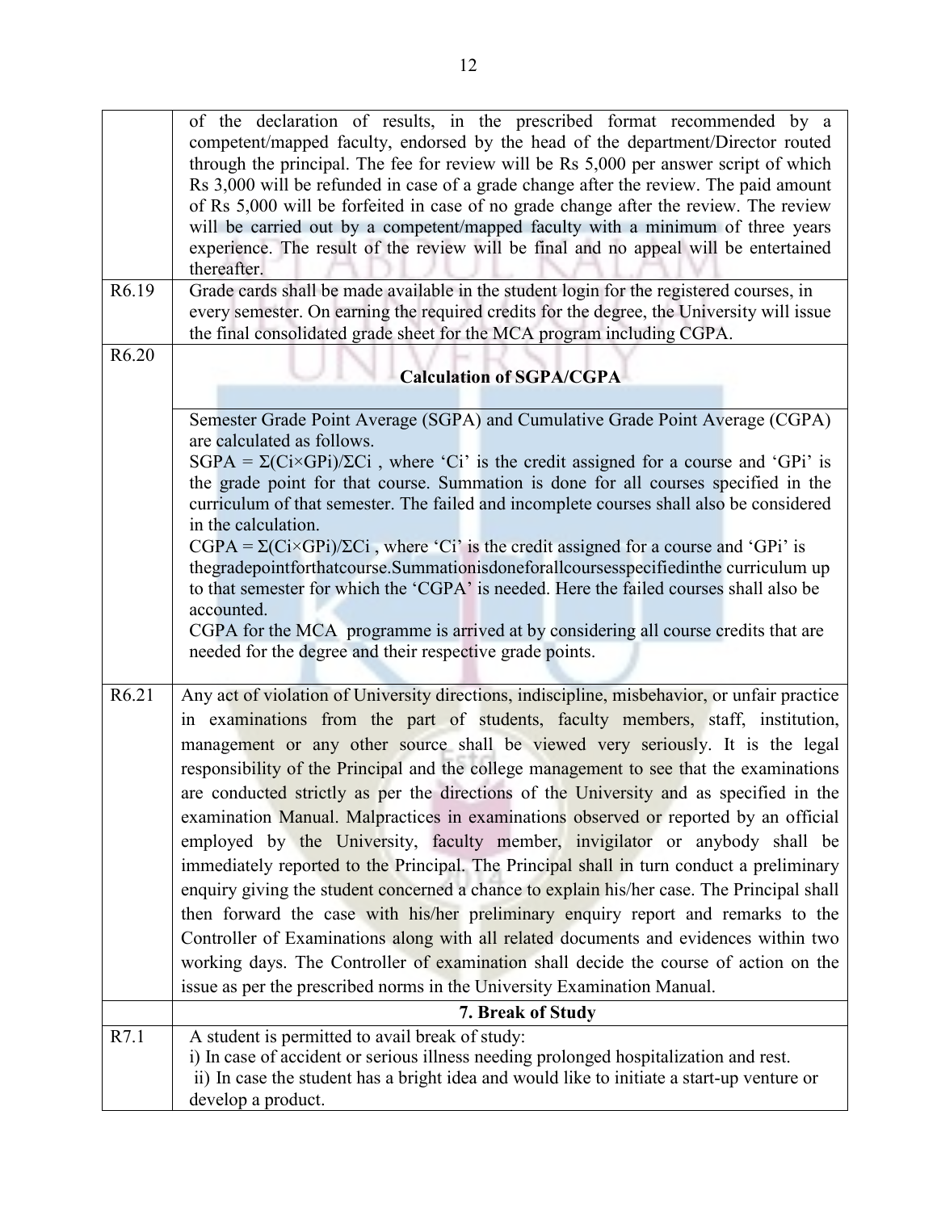| | |
|---|---|
| | of the declaration of results, in the prescribed format recommended by a competent/mapped faculty, endorsed by the head of the department/Director routed through the principal. The fee for review will be Rs 5,000 per answer script of which Rs 3,000 will be refunded in case of a grade change after the review. The paid amount of Rs 5,000 will be forfeited in case of no grade change after the review. The review will be carried out by a competent/mapped faculty with a minimum of three years experience. The result of the review will be final and no appeal will be entertained thereafter. |
| R6.19 | Grade cards shall be made available in the student login for the registered courses, in every semester. On earning the required credits for the degree, the University will issue the final consolidated grade sheet for the MCA program including CGPA. |
| R6.20 | **Calculation of SGPA/CGPA** |
| | Semester Grade Point Average (SGPA) and Cumulative Grade Point Average (CGPA) are calculated as follows.<br>SGPA = $\Sigma(Ci \times GPi)/\Sigma Ci$ , where 'Ci' is the credit assigned for a course and 'GPi' is the grade point for that course. Summation is done for all courses specified in the curriculum of that semester. The failed and incomplete courses shall also be considered in the calculation.<br>CGPA = $\Sigma(Ci \times GPi)/\Sigma Ci$ , where 'Ci' is the credit assigned for a course and 'GPi' is thegradepointforthatcourse.Summationisdoneforallcoursesspecifiedinthe curriculum up to that semester for which the 'CGPA' is needed. Here the failed courses shall also be accounted.<br>CGPA for the MCA programme is arrived at by considering all course credits that are needed for the degree and their respective grade points. |
| R6.21 | Any act of violation of University directions, indiscipline, misbehavior, or unfair practice in examinations from the part of students, faculty members, staff, institution, management or any other source shall be viewed very seriously. It is the legal responsibility of the Principal and the college management to see that the examinations are conducted strictly as per the directions of the University and as specified in the examination Manual. Malpractices in examinations observed or reported by an official employed by the University, faculty member, invigilator or anybody shall be immediately reported to the Principal. The Principal shall in turn conduct a preliminary enquiry giving the student concerned a chance to explain his/her case. The Principal shall then forward the case with his/her preliminary enquiry report and remarks to the Controller of Examinations along with all related documents and evidences within two working days. The Controller of examination shall decide the course of action on the issue as per the prescribed norms in the University Examination Manual. |
| | **7. Break of Study** |
| R7.1 | A student is permitted to avail break of study:<br>i) In case of accident or serious illness needing prolonged hospitalization and rest.<br>ii) In case the student has a bright idea and would like to initiate a start-up venture or develop a product. |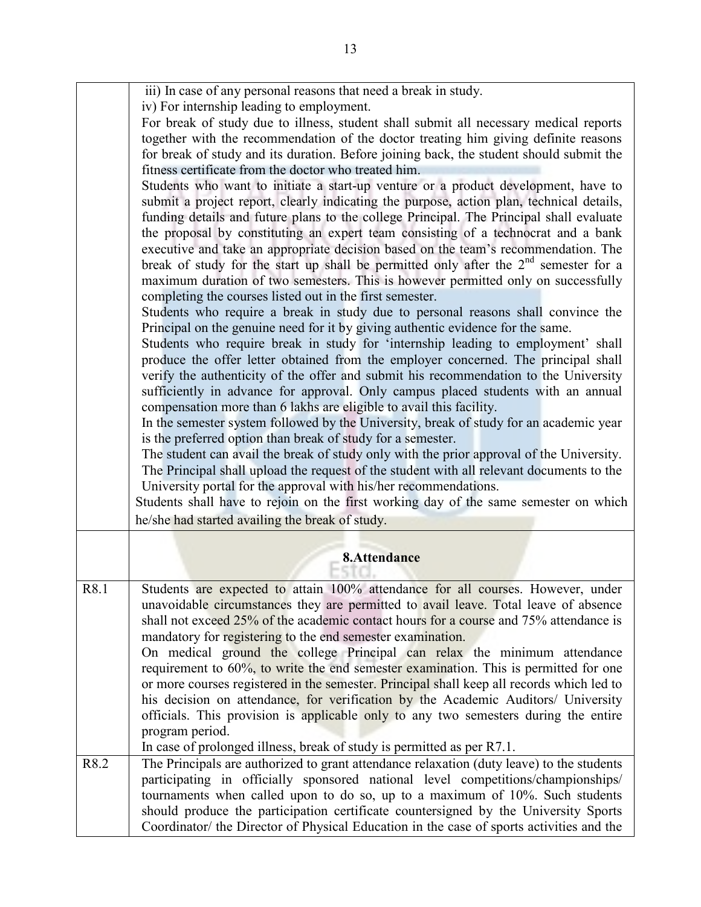| | |
|---|---|
| | iii) In case of any personal reasons that need a break in study.<br>iv) For internship leading to employment.<br>For break of study due to illness, student shall submit all necessary medical reports together with the recommendation of the doctor treating him giving definite reasons for break of study and its duration. Before joining back, the student should submit the fitness certificate from the doctor who treated him.<br>Students who want to initiate a start-up venture or a product development, have to submit a project report, clearly indicating the purpose, action plan, technical details, funding details and future plans to the college Principal. The Principal shall evaluate the proposal by constituting an expert team consisting of a technocrat and a bank executive and take an appropriate decision based on the team's recommendation. The break of study for the start up shall be permitted only after the 2nd semester for a maximum duration of two semesters. This is however permitted only on successfully completing the courses listed out in the first semester.<br>Students who require a break in study due to personal reasons shall convince the Principal on the genuine need for it by giving authentic evidence for the same.<br>Students who require break in study for 'internship leading to employment' shall produce the offer letter obtained from the employer concerned. The principal shall verify the authenticity of the offer and submit his recommendation to the University sufficiently in advance for approval. Only campus placed students with an annual compensation more than 6 lakhs are eligible to avail this facility.<br>In the semester system followed by the University, break of study for an academic year is the preferred option than break of study for a semester.<br>The student can avail the break of study only with the prior approval of the University. The Principal shall upload the request of the student with all relevant documents to the University portal for the approval with his/her recommendations.<br>Students shall have to rejoin on the first working day of the same semester on which he/she had started availing the break of study. |
| | **8.Attendance** |
| R8.1 | Students are expected to attain 100% attendance for all courses. However, under unavoidable circumstances they are permitted to avail leave. Total leave of absence shall not exceed 25% of the academic contact hours for a course and 75% attendance is mandatory for registering to the end semester examination.<br>On medical ground the college Principal can relax the minimum attendance requirement to 60%, to write the end semester examination. This is permitted for one or more courses registered in the semester. Principal shall keep all records which led to his decision on attendance, for verification by the Academic Auditors/ University officials. This provision is applicable only to any two semesters during the entire program period.<br>In case of prolonged illness, break of study is permitted as per R7.1. |
| R8.2 | The Principals are authorized to grant attendance relaxation (duty leave) to the students participating in officially sponsored national level competitions/championships/ tournaments when called upon to do so, up to a maximum of 10%. Such students should produce the participation certificate countersigned by the University Sports Coordinator/ the Director of Physical Education in the case of sports activities and the |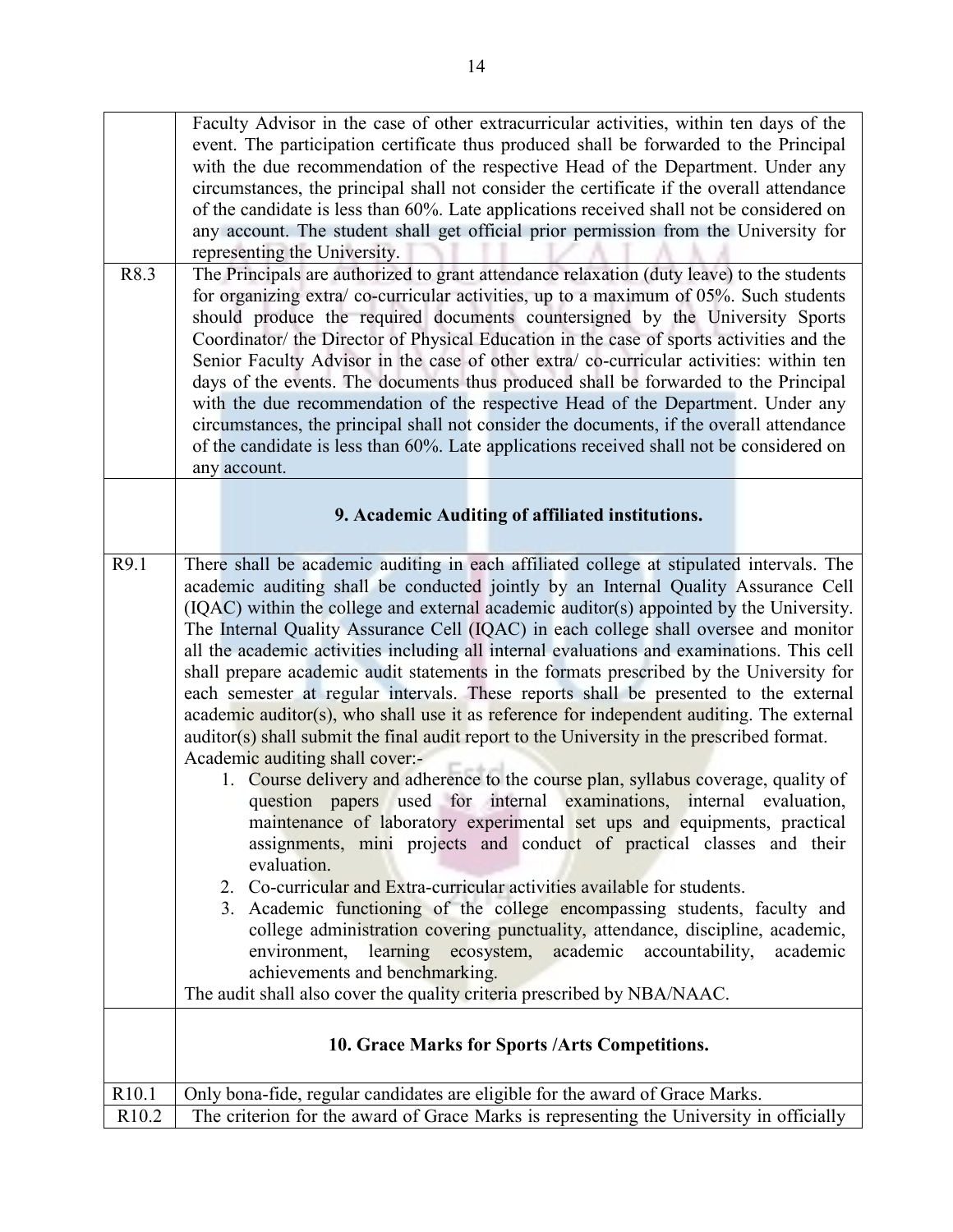| | |
|---|---|
| | Faculty Advisor in the case of other extracurricular activities, within ten days of the event. The participation certificate thus produced shall be forwarded to the Principal with the due recommendation of the respective Head of the Department. Under any circumstances, the principal shall not consider the certificate if the overall attendance of the candidate is less than 60%. Late applications received shall not be considered on any account. The student shall get official prior permission from the University for representing the University. |
| R8.3 | The Principals are authorized to grant attendance relaxation (duty leave) to the students for organizing extra/ co-curricular activities, up to a maximum of 05%. Such students should produce the required documents countersigned by the University Sports Coordinator/ the Director of Physical Education in the case of sports activities and the Senior Faculty Advisor in the case of other extra/ co-curricular activities: within ten days of the events. The documents thus produced shall be forwarded to the Principal with the due recommendation of the respective Head of the Department. Under any circumstances, the principal shall not consider the documents, if the overall attendance of the candidate is less than 60%. Late applications received shall not be considered on any account. |
| | **9. Academic Auditing of affiliated institutions.** |
| R9.1 | There shall be academic auditing in each affiliated college at stipulated intervals. The academic auditing shall be conducted jointly by an Internal Quality Assurance Cell (IQAC) within the college and external academic auditor(s) appointed by the University. The Internal Quality Assurance Cell (IQAC) in each college shall oversee and monitor all the academic activities including all internal evaluations and examinations. This cell shall prepare academic audit statements in the formats prescribed by the University for each semester at regular intervals. These reports shall be presented to the external academic auditor(s), who shall use it as reference for independent auditing. The external auditor(s) shall submit the final audit report to the University in the prescribed format.<br>Academic auditing shall cover:-<br>1. Course delivery and adherence to the course plan, syllabus coverage, quality of question papers used for internal examinations, internal evaluation, maintenance of laboratory experimental set ups and equipments, practical assignments, mini projects and conduct of practical classes and their evaluation.<br>2. Co-curricular and Extra-curricular activities available for students.<br>3. Academic functioning of the college encompassing students, faculty and college administration covering punctuality, attendance, discipline, academic, environment, learning ecosystem, academic accountability, academic achievements and benchmarking.<br>The audit shall also cover the quality criteria prescribed by NBA/NAAC. |
| | **10. Grace Marks for Sports /Arts Competitions.** |
| R10.1 | Only bona-fide, regular candidates are eligible for the award of Grace Marks. |
| R10.2 | The criterion for the award of Grace Marks is representing the University in officially |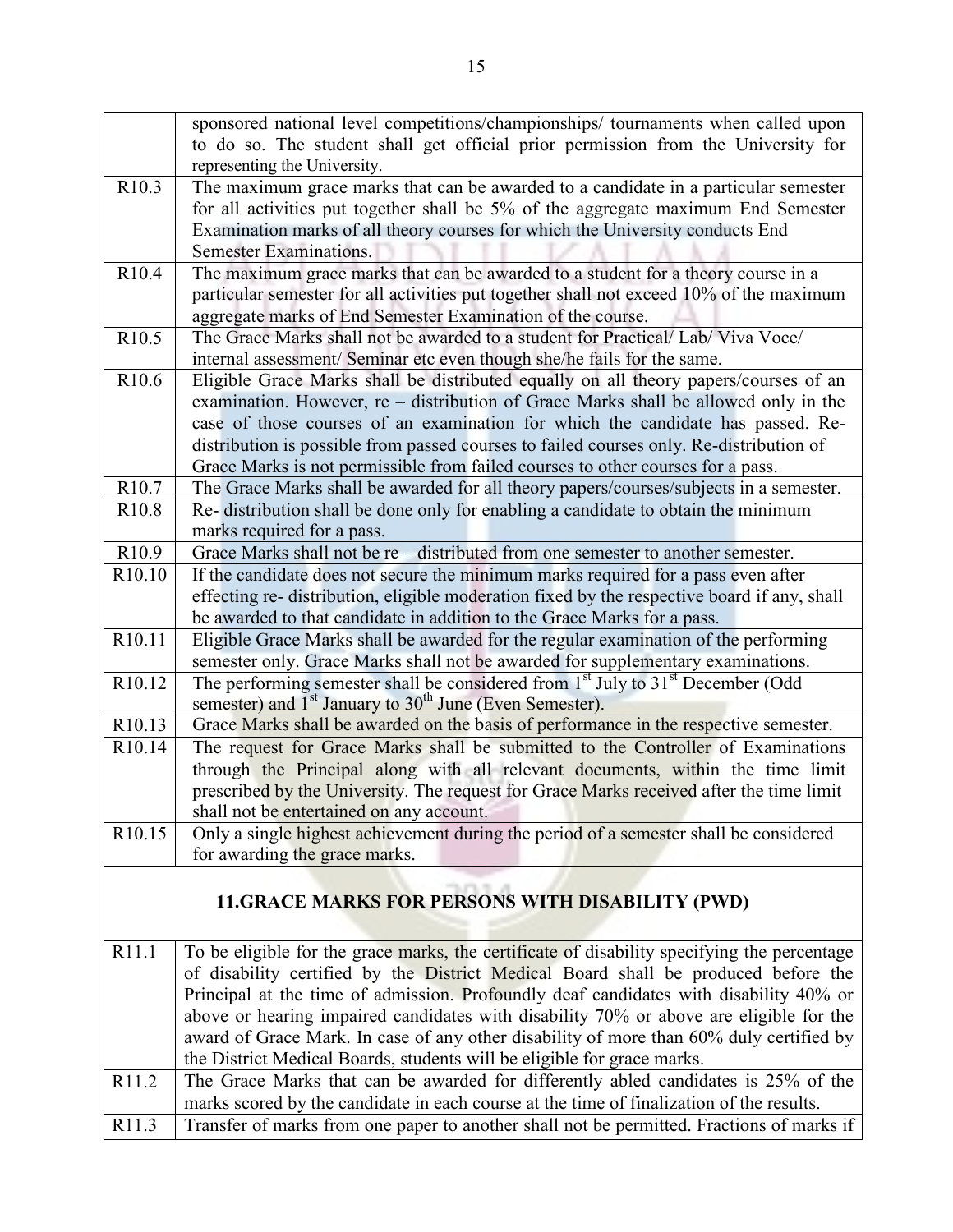| | |
|---|---|
| | sponsored national level competitions/championships/ tournaments when called upon to do so. The student shall get official prior permission from the University for representing the University. |
| R10.3 | The maximum grace marks that can be awarded to a candidate in a particular semester for all activities put together shall be 5% of the aggregate maximum End Semester Examination marks of all theory courses for which the University conducts End Semester Examinations. |
| R10.4 | The maximum grace marks that can be awarded to a student for a theory course in a particular semester for all activities put together shall not exceed 10% of the maximum aggregate marks of End Semester Examination of the course. |
| R10.5 | The Grace Marks shall not be awarded to a student for Practical/ Lab/ Viva Voce/ internal assessment/ Seminar etc even though she/he fails for the same. |
| R10.6 | Eligible Grace Marks shall be distributed equally on all theory papers/courses of an examination. However, re – distribution of Grace Marks shall be allowed only in the case of those courses of an examination for which the candidate has passed. Re-distribution is possible from passed courses to failed courses only. Re-distribution of Grace Marks is not permissible from failed courses to other courses for a pass. |
| R10.7 | The Grace Marks shall be awarded for all theory papers/courses/subjects in a semester. |
| R10.8 | Re- distribution shall be done only for enabling a candidate to obtain the minimum marks required for a pass. |
| R10.9 | Grace Marks shall not be re – distributed from one semester to another semester. |
| R10.10 | If the candidate does not secure the minimum marks required for a pass even after effecting re- distribution, eligible moderation fixed by the respective board if any, shall be awarded to that candidate in addition to the Grace Marks for a pass. |
| R10.11 | Eligible Grace Marks shall be awarded for the regular examination of the performing semester only. Grace Marks shall not be awarded for supplementary examinations. |
| R10.12 | The performing semester shall be considered from 1st July to 31st December (Odd semester) and 1st January to 30th June (Even Semester). |
| R10.13 | Grace Marks shall be awarded on the basis of performance in the respective semester. |
| R10.14 | The request for Grace Marks shall be submitted to the Controller of Examinations through the Principal along with all relevant documents, within the time limit prescribed by the University. The request for Grace Marks received after the time limit shall not be entertained on any account. |
| R10.15 | Only a single highest achievement during the period of a semester shall be considered for awarding the grace marks. |

## 11.GRACE MARKS FOR PERSONS WITH DISABILITY (PWD)

| | |
|---|---|
| R11.1 | To be eligible for the grace marks, the certificate of disability specifying the percentage of disability certified by the District Medical Board shall be produced before the Principal at the time of admission. Profoundly deaf candidates with disability 40% or above or hearing impaired candidates with disability 70% or above are eligible for the award of Grace Mark. In case of any other disability of more than 60% duly certified by the District Medical Boards, students will be eligible for grace marks. |
| R11.2 | The Grace Marks that can be awarded for differently abled candidates is 25% of the marks scored by the candidate in each course at the time of finalization of the results. |
| R11.3 | Transfer of marks from one paper to another shall not be permitted. Fractions of marks if |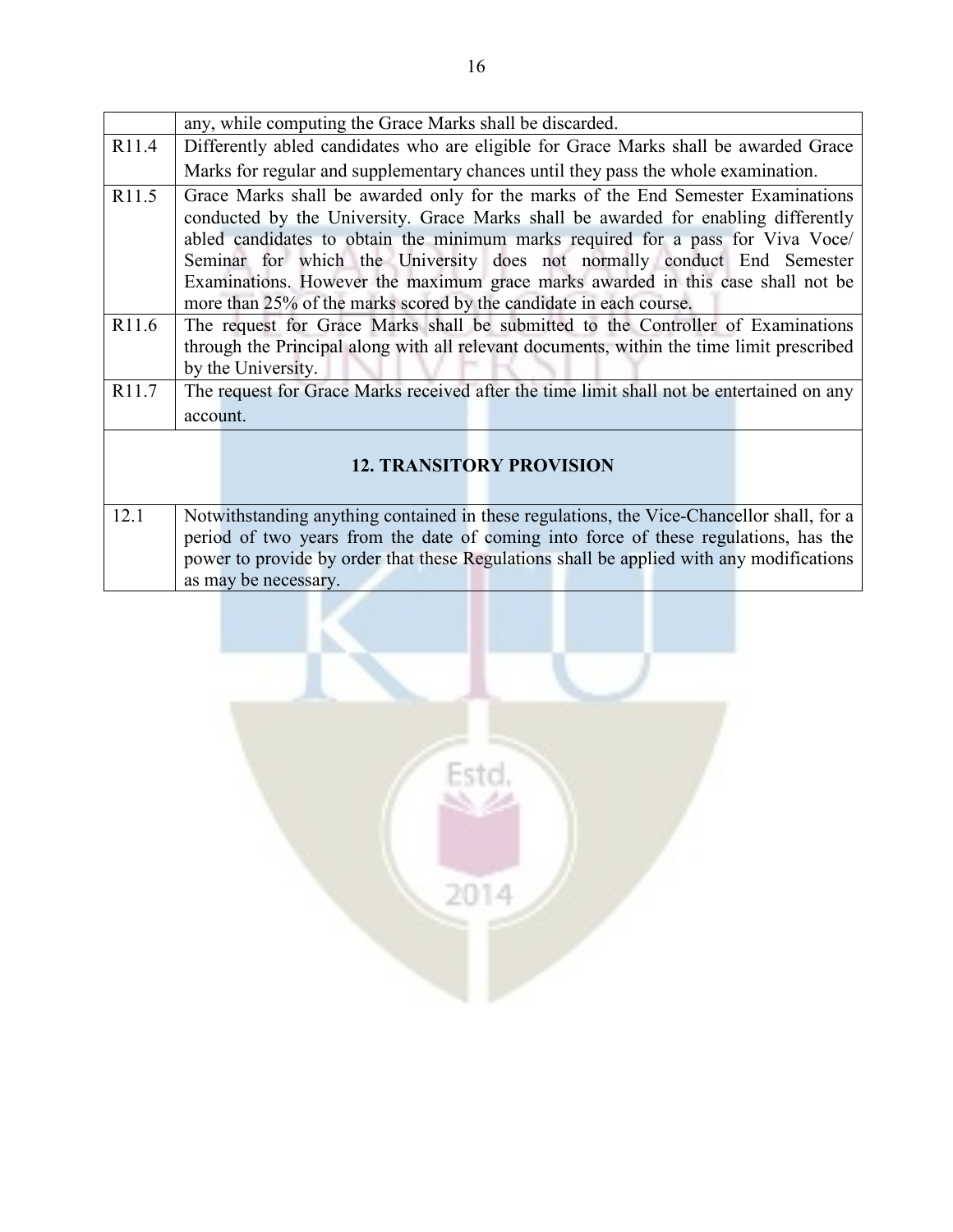| | |
|---|---|
| | any, while computing the Grace Marks shall be discarded. |
| R11.4 | Differently abled candidates who are eligible for Grace Marks shall be awarded Grace Marks for regular and supplementary chances until they pass the whole examination. |
| R11.5 | Grace Marks shall be awarded only for the marks of the End Semester Examinations conducted by the University. Grace Marks shall be awarded for enabling differently abled candidates to obtain the minimum marks required for a pass for Viva Voce/ Seminar for which the University does not normally conduct End Semester Examinations. However the maximum grace marks awarded in this case shall not be more than 25% of the marks scored by the candidate in each course. |
| R11.6 | The request for Grace Marks shall be submitted to the Controller of Examinations through the Principal along with all relevant documents, within the time limit prescribed by the University. |
| R11.7 | The request for Grace Marks received after the time limit shall not be entertained on any account. |

## 12. TRANSITORY PROVISION

| | |
|---|---|
| 12.1 | Notwithstanding anything contained in these regulations, the Vice-Chancellor shall, for a period of two years from the date of coming into force of these regulations, has the power to provide by order that these Regulations shall be applied with any modifications as may be necessary. |